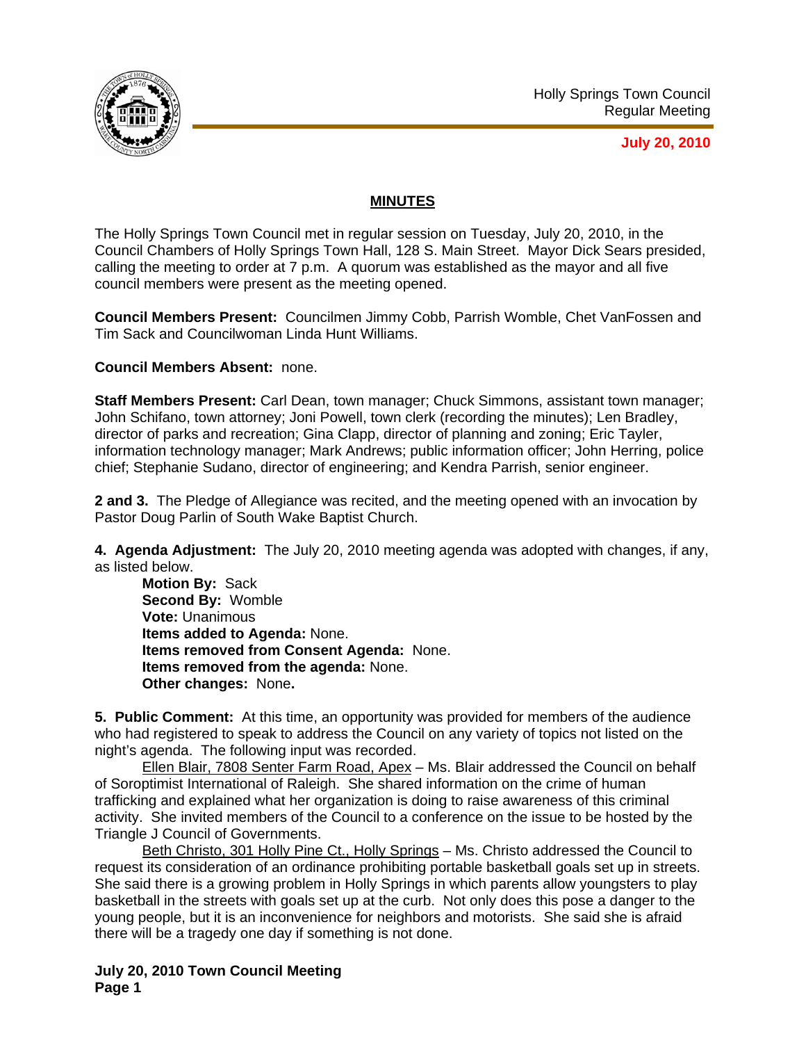Holly Springs Town Council
Regular Meeting

**July 20, 2010**

## MINUTES

The Holly Springs Town Council met in regular session on Tuesday, July 20, 2010, in the Council Chambers of Holly Springs Town Hall, 128 S. Main Street. Mayor Dick Sears presided, calling the meeting to order at 7 p.m. A quorum was established as the mayor and all five council members were present as the meeting opened.

**Council Members Present:** Councilmen Jimmy Cobb, Parrish Womble, Chet VanFossen and Tim Sack and Councilwoman Linda Hunt Williams.

**Council Members Absent:** none.

**Staff Members Present:** Carl Dean, town manager; Chuck Simmons, assistant town manager; John Schifano, town attorney; Joni Powell, town clerk (recording the minutes); Len Bradley, director of parks and recreation; Gina Clapp, director of planning and zoning; Eric Tayler, information technology manager; Mark Andrews; public information officer; John Herring, police chief; Stephanie Sudano, director of engineering; and Kendra Parrish, senior engineer.

**2 and 3.** The Pledge of Allegiance was recited, and the meeting opened with an invocation by Pastor Doug Parlin of South Wake Baptist Church.

**4. Agenda Adjustment:** The July 20, 2010 meeting agenda was adopted with changes, if any, as listed below.

**Motion By:** Sack
**Second By:** Womble
**Vote:** Unanimous
**Items added to Agenda:** None.
**Items removed from Consent Agenda:** None.
**Items removed from the agenda:** None.
**Other changes:** None**.**

**5. Public Comment:** At this time, an opportunity was provided for members of the audience who had registered to speak to address the Council on any variety of topics not listed on the night's agenda. The following input was recorded.

Ellen Blair, 7808 Senter Farm Road, Apex – Ms. Blair addressed the Council on behalf of Soroptimist International of Raleigh. She shared information on the crime of human trafficking and explained what her organization is doing to raise awareness of this criminal activity. She invited members of the Council to a conference on the issue to be hosted by the Triangle J Council of Governments.

Beth Christo, 301 Holly Pine Ct., Holly Springs – Ms. Christo addressed the Council to request its consideration of an ordinance prohibiting portable basketball goals set up in streets. She said there is a growing problem in Holly Springs in which parents allow youngsters to play basketball in the streets with goals set up at the curb. Not only does this pose a danger to the young people, but it is an inconvenience for neighbors and motorists. She said she is afraid there will be a tragedy one day if something is not done.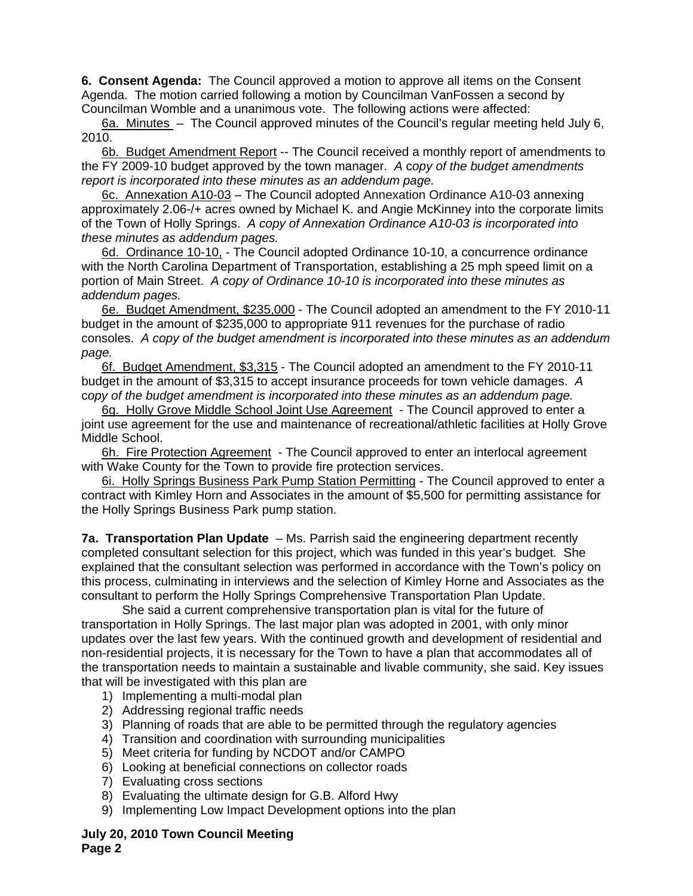**6. Consent Agenda:** The Council approved a motion to approve all items on the Consent Agenda. The motion carried following a motion by Councilman VanFossen a second by Councilman Womble and a unanimous vote. The following actions were affected:

6a. Minutes – The Council approved minutes of the Council's regular meeting held July 6, 2010.

6b. Budget Amendment Report -- The Council received a monthly report of amendments to the FY 2009-10 budget approved by the town manager. *A copy of the budget amendments report is incorporated into these minutes as an addendum page.*

6c. Annexation A10-03 – The Council adopted Annexation Ordinance A10-03 annexing approximately 2.06-/+ acres owned by Michael K. and Angie McKinney into the corporate limits of the Town of Holly Springs. *A copy of Annexation Ordinance A10-03 is incorporated into these minutes as addendum pages.*

6d. Ordinance 10-10, - The Council adopted Ordinance 10-10, a concurrence ordinance with the North Carolina Department of Transportation, establishing a 25 mph speed limit on a portion of Main Street. *A copy of Ordinance 10-10 is incorporated into these minutes as addendum pages.*

6e. Budget Amendment, $235,000 - The Council adopted an amendment to the FY 2010-11 budget in the amount of $235,000 to appropriate 911 revenues for the purchase of radio consoles. *A copy of the budget amendment is incorporated into these minutes as an addendum page.*

6f. Budget Amendment, $3,315 - The Council adopted an amendment to the FY 2010-11 budget in the amount of $3,315 to accept insurance proceeds for town vehicle damages. *A copy of the budget amendment is incorporated into these minutes as an addendum page.*

6g. Holly Grove Middle School Joint Use Agreement - The Council approved to enter a joint use agreement for the use and maintenance of recreational/athletic facilities at Holly Grove Middle School.

6h. Fire Protection Agreement - The Council approved to enter an interlocal agreement with Wake County for the Town to provide fire protection services.

6i. Holly Springs Business Park Pump Station Permitting - The Council approved to enter a contract with Kimley Horn and Associates in the amount of $5,500 for permitting assistance for the Holly Springs Business Park pump station.

**7a. Transportation Plan Update** – Ms. Parrish said the engineering department recently completed consultant selection for this project, which was funded in this year's budget. She explained that the consultant selection was performed in accordance with the Town's policy on this process, culminating in interviews and the selection of Kimley Horne and Associates as the consultant to perform the Holly Springs Comprehensive Transportation Plan Update.

She said a current comprehensive transportation plan is vital for the future of transportation in Holly Springs. The last major plan was adopted in 2001, with only minor updates over the last few years. With the continued growth and development of residential and non-residential projects, it is necessary for the Town to have a plan that accommodates all of the transportation needs to maintain a sustainable and livable community, she said. Key issues that will be investigated with this plan are

1) Implementing a multi-modal plan
2) Addressing regional traffic needs
3) Planning of roads that are able to be permitted through the regulatory agencies
4) Transition and coordination with surrounding municipalities
5) Meet criteria for funding by NCDOT and/or CAMPO
6) Looking at beneficial connections on collector roads
7) Evaluating cross sections
8) Evaluating the ultimate design for G.B. Alford Hwy
9) Implementing Low Impact Development options into the plan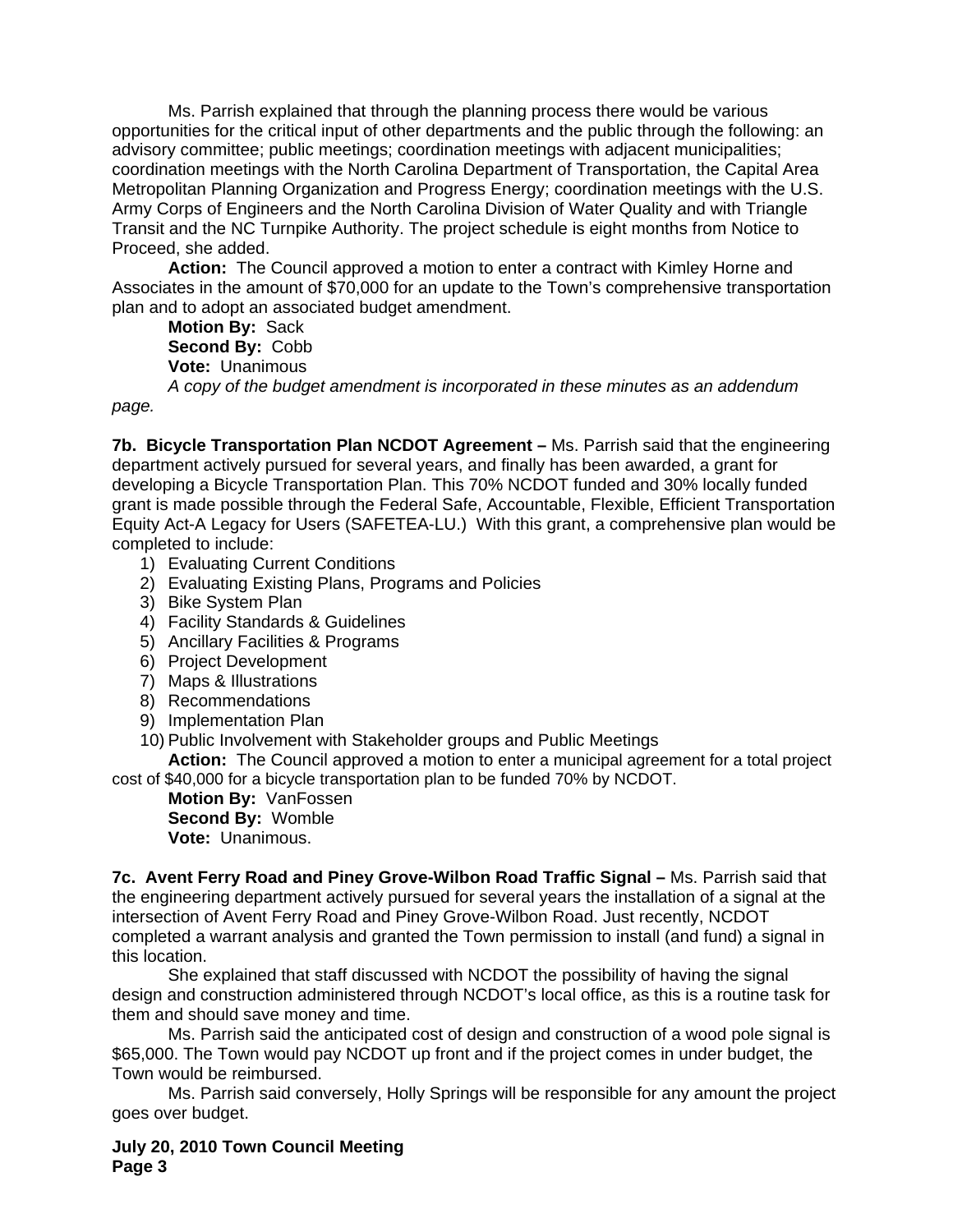Ms. Parrish explained that through the planning process there would be various opportunities for the critical input of other departments and the public through the following: an advisory committee; public meetings; coordination meetings with adjacent municipalities; coordination meetings with the North Carolina Department of Transportation, the Capital Area Metropolitan Planning Organization and Progress Energy; coordination meetings with the U.S. Army Corps of Engineers and the North Carolina Division of Water Quality and with Triangle Transit and the NC Turnpike Authority. The project schedule is eight months from Notice to Proceed, she added.

**Action:** The Council approved a motion to enter a contract with Kimley Horne and Associates in the amount of $70,000 for an update to the Town's comprehensive transportation plan and to adopt an associated budget amendment.

**Motion By:** Sack
**Second By:** Cobb
**Vote:** Unanimous

*A copy of the budget amendment is incorporated in these minutes as an addendum page.*

**7b. Bicycle Transportation Plan NCDOT Agreement –** Ms. Parrish said that the engineering department actively pursued for several years, and finally has been awarded, a grant for developing a Bicycle Transportation Plan. This 70% NCDOT funded and 30% locally funded grant is made possible through the Federal Safe, Accountable, Flexible, Efficient Transportation Equity Act-A Legacy for Users (SAFETEA-LU.) With this grant, a comprehensive plan would be completed to include:

1) Evaluating Current Conditions
2) Evaluating Existing Plans, Programs and Policies
3) Bike System Plan
4) Facility Standards & Guidelines
5) Ancillary Facilities & Programs
6) Project Development
7) Maps & Illustrations
8) Recommendations
9) Implementation Plan
10) Public Involvement with Stakeholder groups and Public Meetings

**Action:** The Council approved a motion to enter a municipal agreement for a total project cost of $40,000 for a bicycle transportation plan to be funded 70% by NCDOT.

**Motion By:** VanFossen
**Second By:** Womble
**Vote:** Unanimous.

**7c. Avent Ferry Road and Piney Grove-Wilbon Road Traffic Signal –** Ms. Parrish said that the engineering department actively pursued for several years the installation of a signal at the intersection of Avent Ferry Road and Piney Grove-Wilbon Road. Just recently, NCDOT completed a warrant analysis and granted the Town permission to install (and fund) a signal in this location.

She explained that staff discussed with NCDOT the possibility of having the signal design and construction administered through NCDOT's local office, as this is a routine task for them and should save money and time.

Ms. Parrish said the anticipated cost of design and construction of a wood pole signal is $65,000. The Town would pay NCDOT up front and if the project comes in under budget, the Town would be reimbursed.

Ms. Parrish said conversely, Holly Springs will be responsible for any amount the project goes over budget.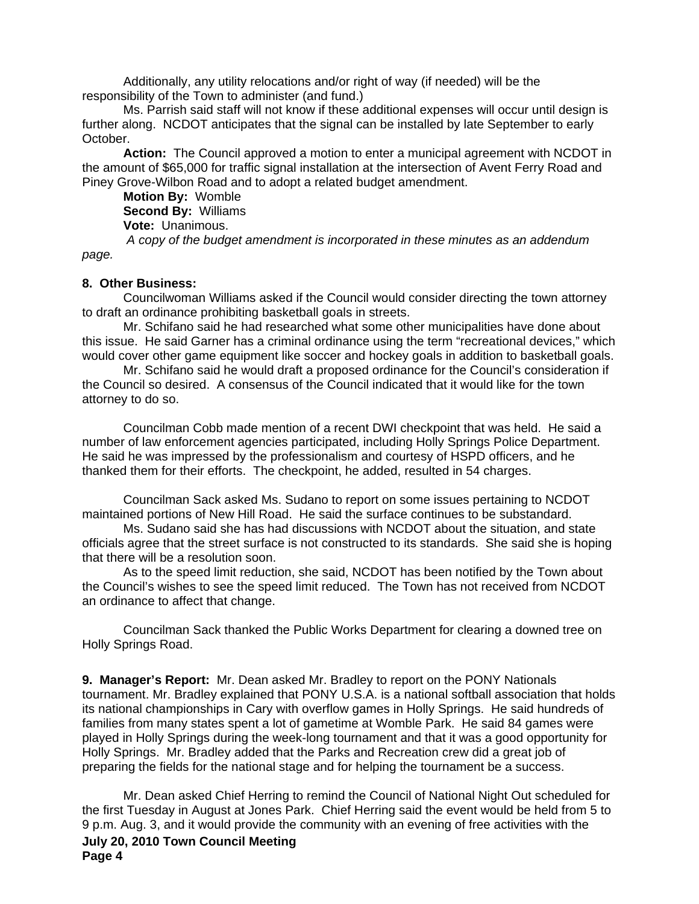Additionally, any utility relocations and/or right of way (if needed) will be the responsibility of the Town to administer (and fund.)

Ms. Parrish said staff will not know if these additional expenses will occur until design is further along. NCDOT anticipates that the signal can be installed by late September to early October.

**Action:** The Council approved a motion to enter a municipal agreement with NCDOT in the amount of $65,000 for traffic signal installation at the intersection of Avent Ferry Road and Piney Grove-Wilbon Road and to adopt a related budget amendment.

**Motion By:** Womble

**Second By:** Williams

**Vote:** Unanimous.

*A copy of the budget amendment is incorporated in these minutes as an addendum page.*

**8. Other Business:**

Councilwoman Williams asked if the Council would consider directing the town attorney to draft an ordinance prohibiting basketball goals in streets.

Mr. Schifano said he had researched what some other municipalities have done about this issue. He said Garner has a criminal ordinance using the term "recreational devices," which would cover other game equipment like soccer and hockey goals in addition to basketball goals.

Mr. Schifano said he would draft a proposed ordinance for the Council's consideration if the Council so desired. A consensus of the Council indicated that it would like for the town attorney to do so.

Councilman Cobb made mention of a recent DWI checkpoint that was held. He said a number of law enforcement agencies participated, including Holly Springs Police Department. He said he was impressed by the professionalism and courtesy of HSPD officers, and he thanked them for their efforts. The checkpoint, he added, resulted in 54 charges.

Councilman Sack asked Ms. Sudano to report on some issues pertaining to NCDOT maintained portions of New Hill Road. He said the surface continues to be substandard.

Ms. Sudano said she has had discussions with NCDOT about the situation, and state officials agree that the street surface is not constructed to its standards. She said she is hoping that there will be a resolution soon.

As to the speed limit reduction, she said, NCDOT has been notified by the Town about the Council's wishes to see the speed limit reduced. The Town has not received from NCDOT an ordinance to affect that change.

Councilman Sack thanked the Public Works Department for clearing a downed tree on Holly Springs Road.

**9. Manager's Report:** Mr. Dean asked Mr. Bradley to report on the PONY Nationals tournament. Mr. Bradley explained that PONY U.S.A. is a national softball association that holds its national championships in Cary with overflow games in Holly Springs. He said hundreds of families from many states spent a lot of gametime at Womble Park. He said 84 games were played in Holly Springs during the week-long tournament and that it was a good opportunity for Holly Springs. Mr. Bradley added that the Parks and Recreation crew did a great job of preparing the fields for the national stage and for helping the tournament be a success.

Mr. Dean asked Chief Herring to remind the Council of National Night Out scheduled for the first Tuesday in August at Jones Park. Chief Herring said the event would be held from 5 to 9 p.m. Aug. 3, and it would provide the community with an evening of free activities with the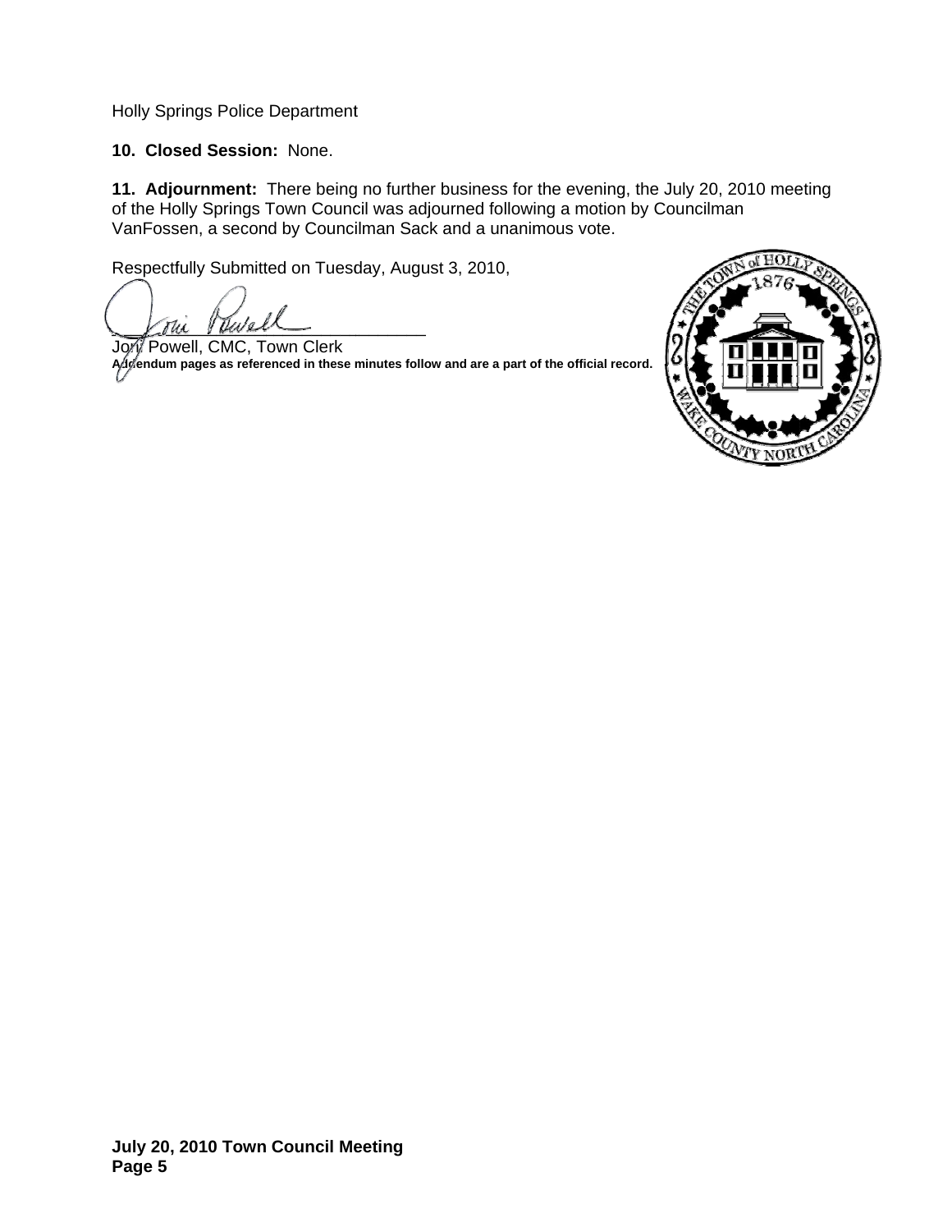Holly Springs Police Department

**10. Closed Session:** None.

**11. Adjournment:** There being no further business for the evening, the July 20, 2010 meeting of the Holly Springs Town Council was adjourned following a motion by Councilman VanFossen, a second by Councilman Sack and a unanimous vote.

Respectfully Submitted on Tuesday, August 3, 2010,

_______________________________

Joni Powell, CMC, Town Clerk

**Addendum pages as referenced in these minutes follow and are a part of the official record.**